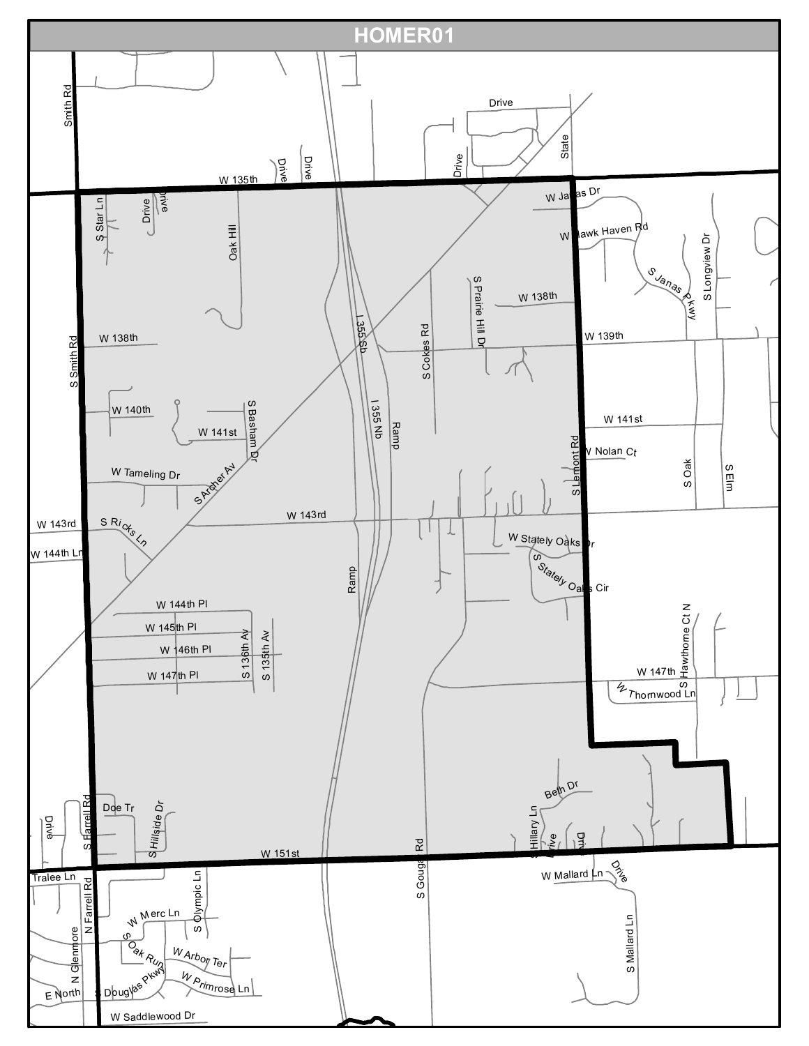# HOMER01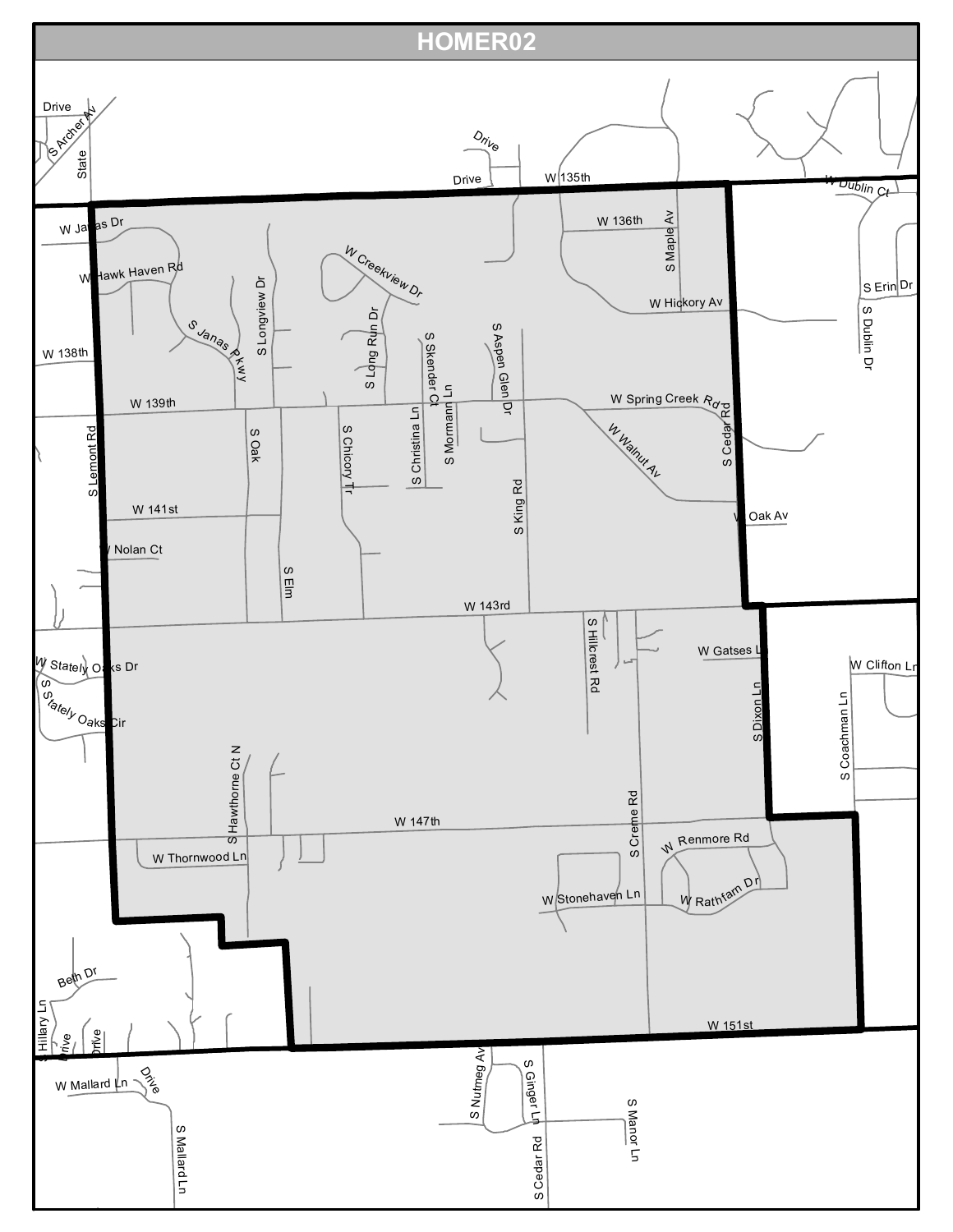# HOMER02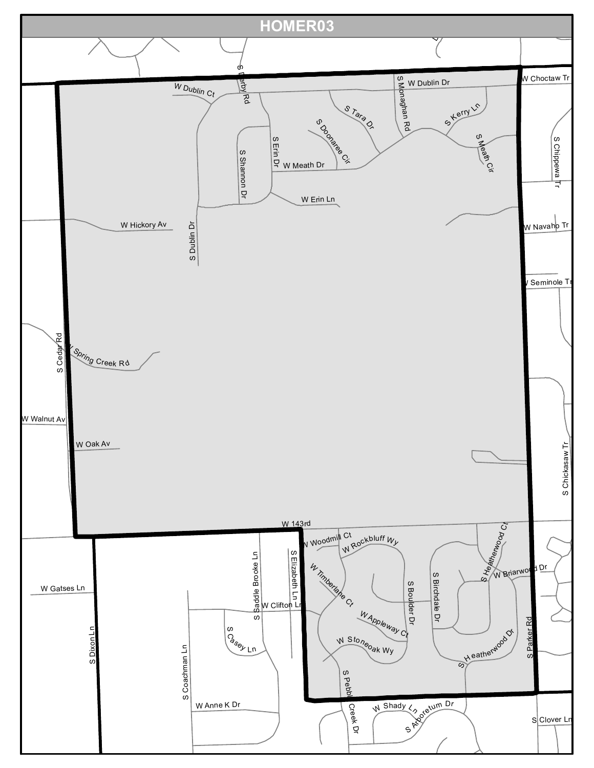# HOMER03

W Dublin Ct
S Derby Rd
W Dublin Dr
S Monaghan Rd
W Choctaw Tr
S Tara Dr
S Kerry Ln
S Doonaree Cir
S Erin Dr
S Meath Cir
S Chippewa Tr
S Shannon Dr
W Meath Dr
W Erin Ln
W Hickory Av
S Dublin Dr
W Navaho Tr
W Seminole Tr
S Cedar Rd
W Spring Creek Rd
W Walnut Av
W Oak Av
S Chickasaw Tr
W 143rd
W Woodmill Ct
W Rockbluff Wy
S Heatherwood Ct
S Saddle Brooke Ln
S Elizabeth Ln
W Timberlane Ct
W Briarwood Dr
S Boulder Dr
S Birchdale Dr
W Gatses Ln
W Clifton Ln
W Appleway Ct
S Casey Ln
W Stoneoak Wy
S Heatherwood Dr
S Parker Rd
S Dixon Ln
S Coachman Ln
S Pebble Creek Dr
W Shady Ln
S Arboretum Dr
S Clover Ln
W Anne K Dr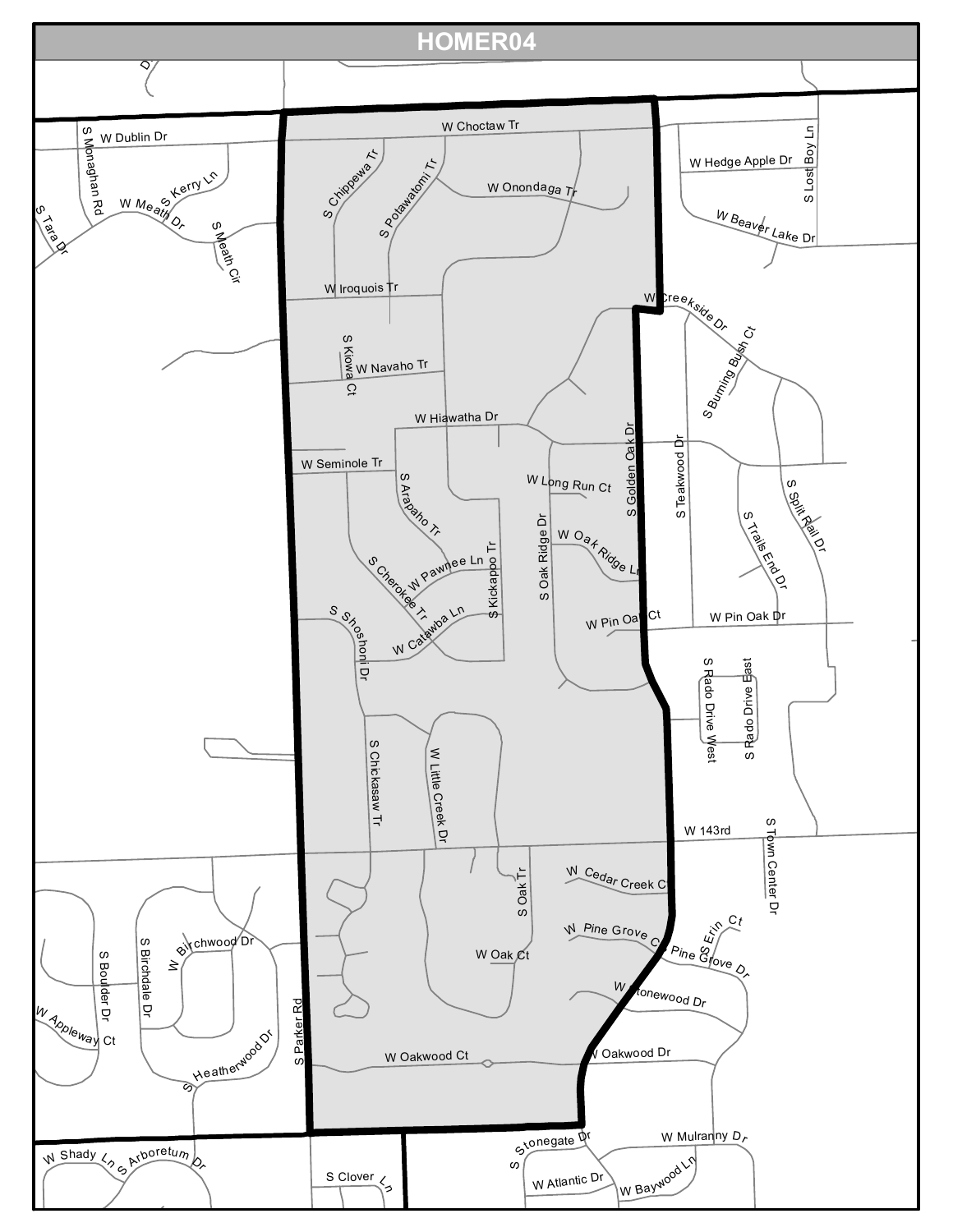# HOMER04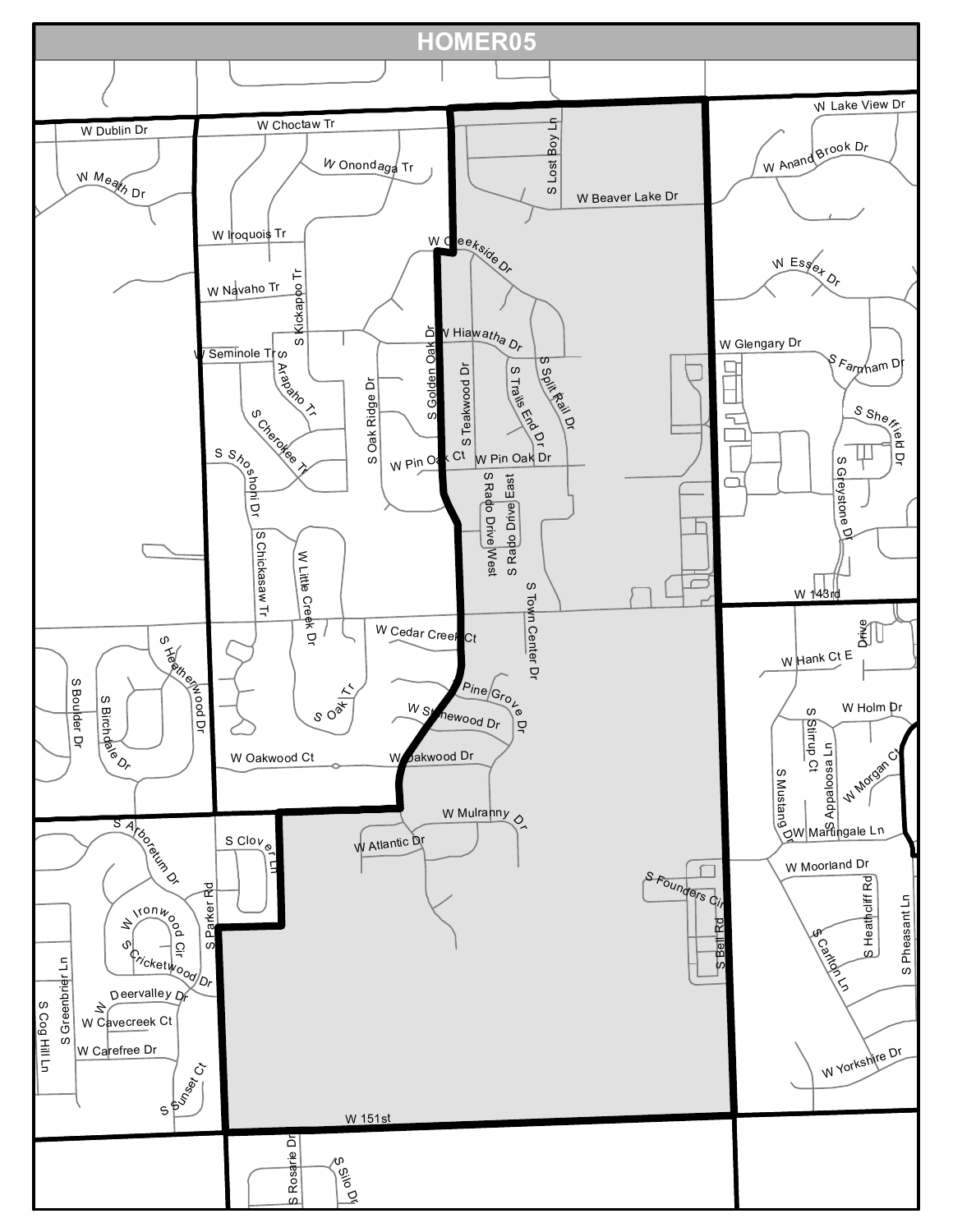# HOMER05

W Dublin Dr
W Choctaw Tr
W Onondaga Tr
W Meath Dr
S Lost Boy Ln
W Beaver Lake Dr
W Lake View Dr
W Anand Brook Dr
W Iroquois Tr
W Creekside Dr
W Essex Dr
W Navaho Tr
S Kickapoo Tr
W Hiawatha Dr
W Glengary Dr
W Seminole Tr
S Arapaho Tr
S Golden Oak Dr
S Oak Ridge Dr
S Teakwood Dr
S Trails End Dr
S Split Rail Dr
S Farnham Dr
S Sheffield Dr
S Cherokee Tr
S Shoshoni Dr
W Pin Oak Ct
W Pin Oak Dr
S Greystone Dr
S Rado Drive West
S Rado Drive East
S Chickasaw Tr
W Little Creek Dr
S Town Center Dr
W 143rd
W Cedar Creek Ct
S Heatherwood Dr
S Boulder Dr
S Birchdale Dr
W Hank Ct E
Drive
S Oak Tr
S Pine Grove Dr
W Stonewood Dr
S Stirrup Ct
W Holm Dr
W Oakwood Ct
W Oakwood Dr
S Mustang Dr
S Appaloosa Ln
W Morgan Ct
S Arboretum Dr
W Mulranny Dr
W Martingale Ln
S Clover Ln
W Atlantic Dr
W Moorland Dr
S Parker Rd
S Founders Cir
S Heathcliff Rd
S W Ironwood Cir
S Cricketwood Dr
S Bell Rd
S Carlton Ln
S Pheasant Ln
S Greenbrier Ln
W Deervalley Dr
W Cavecreek Ct
S Cog Hill Ln
W Carefree Dr
W Yorkshire Dr
S Sunset Ct
W 151st
S Rosarie Dr
S Silo Dr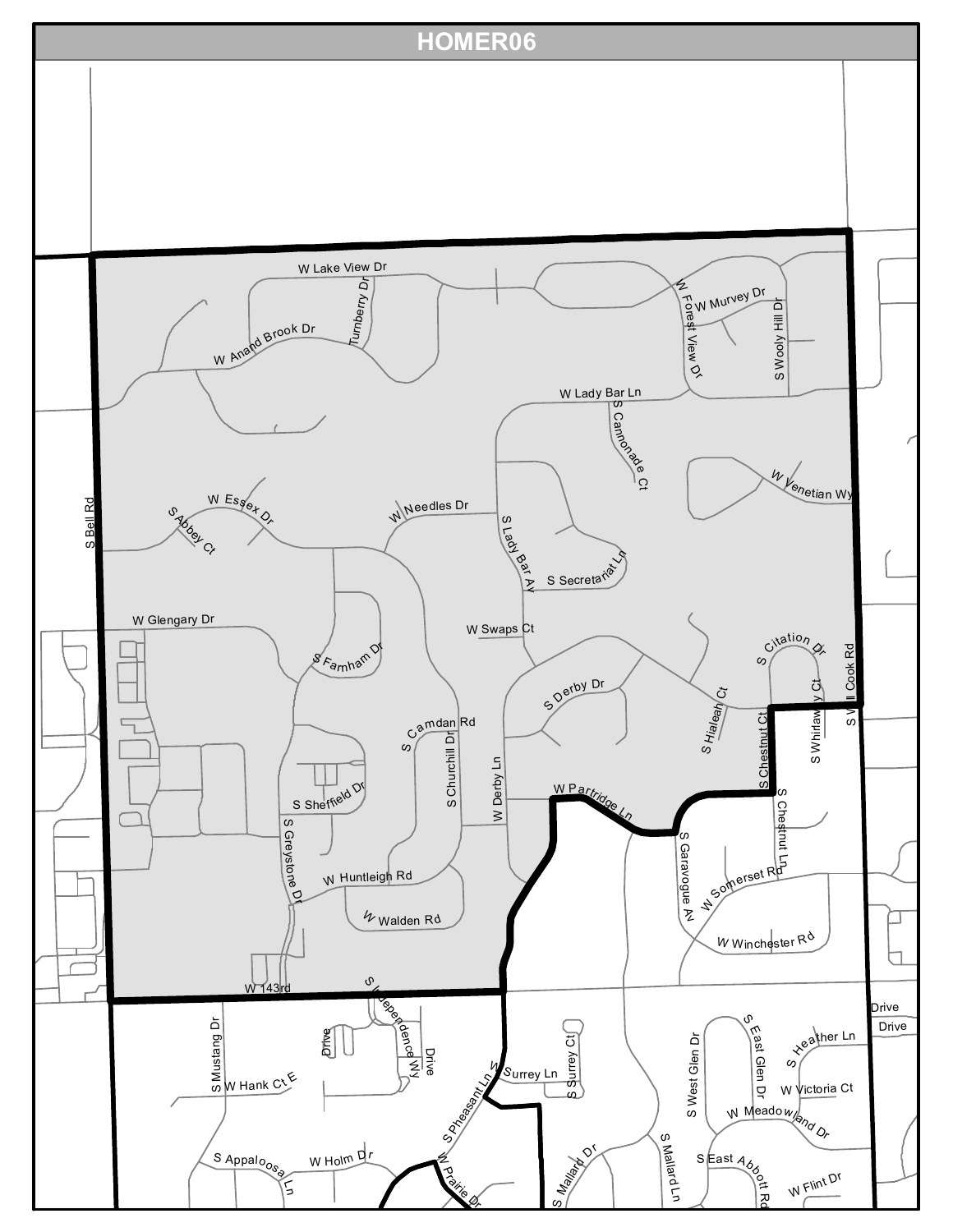# HOMER06

W Lake View Dr

Turnberry Dr

W Forest View Dr

W Murvey Dr

S Wooly Hill Dr

W Anand Brook Dr

W Lady Bar Ln

S Cannonade Ct

W Venetian Wy

S Bell Rd

W Essex Dr

S Abbey Ct

W Needles Dr

S Lady Bar Av

S Secretariat Ln

W Glengary Dr

W Swaps Ct

S Farnham Dr

S Citation Dr

S Derby Dr

S Hialeah Ct

S Whirlaway Ct

S Will Cook Rd

S Camdan Rd

S Churchill Dr

W Derby Ln

S Chestnut Ct

S Sheffield Dr

W Partridge Ln

S Chestnut Ln

S Greystone Dr

S Garavogue Av

W Somerset Rd

W Huntleigh Rd

W Walden Rd

W Winchester Rd

W 143rd

S Independence Wy

Drive

Drive

Drive

Drive

S Mustang Dr

S Heather Ln

W Hank Ct E

S Pheasant Ln

W Surrey Ln

S Surrey Ct

S West Glen Dr

S East Glen Dr

W Victoria Ct

W Meadowland Dr

S Appaloosa Ln

W Holm Dr

W Prairie Dr

S Mallard Dr

S Mallard Ln

S East Abbott Rd

W Flint Dr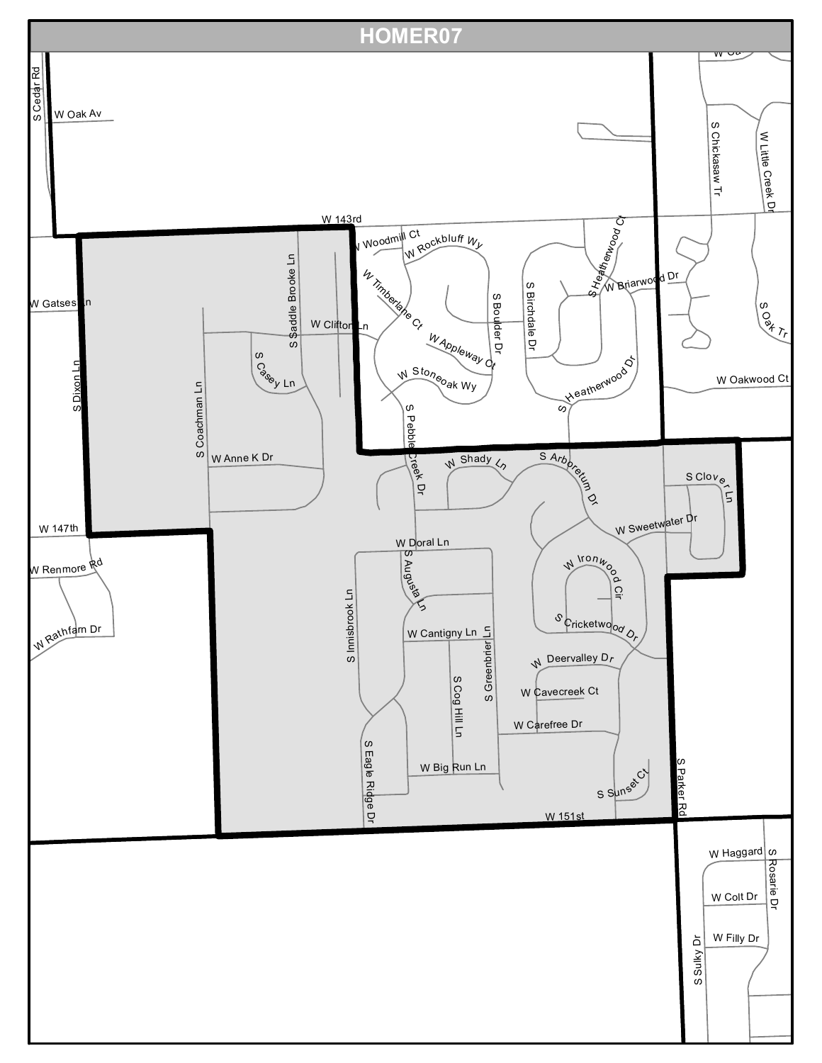# HOMER07

S Cedar Rd
W Oak Av
S Chickasaw Tr
W Little Creek Dr
W 143rd
W Woodmill Ct
W Rockbluff Wy
S Heatherwood Ct
W Briarwood Dr
W Gatses Ln
S Saddle Brooke Ln
W Timberlane Ct
S Boulder Dr
S Birchdale Dr
S Oak Tr
W Clifton Ln
W Appleway Ct
S Casey Ln
W Stoneoak Wy
S Heatherwood Dr
W Oakwood Ct
S Dixon Ln
S Coachman Ln
S Pebble Creek Dr
W Anne K Dr
W Shady Ln
S Arboretum Dr
S Clover Ln
W Sweetwater Dr
W 147th
W Doral Ln
W Renmore Rd
S Augusta Ln
W Ironwood Cir
S Cricketwood Dr
W Rathfarn Dr
W Cantigny Ln
S Innisbrook Ln
S Greenbrier Ln
W Deervalley Dr
S Cog Hill Ln
W Cavecreek Ct
W Carefree Dr
S Eagle Ridge Dr
W Big Run Ln
S Parker Rd
S Sunset Ct
W 151st
W Haggard
S Rosarie Dr
W Colt Dr
W Filly Dr
S Sulky Dr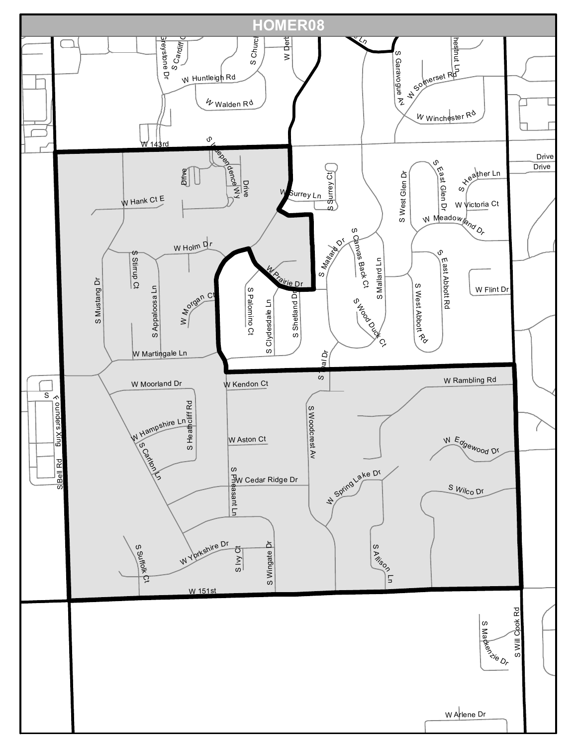# HOMER08

W Huntleigh Rd
W Walden Rd
W 143rd
S Greystone Dr
S Cardiff Ct
S Church
W Derby
S Garavogue Av
W Somerset Rd
S Chestnut Ln
W Winchester Rd
S Independence Wy
Drive
Drive
Drive
Drive
W Hank Ct E
W Surrey Ln
S Surrey Ct
S West Glen Dr
S East Glen Dr
S Heather Ln
W Victoria Ct
W Meadowland Dr
W Holm Dr
S Stirrup Ct
S Appaloosa Ln
W Morgan Ct
W Prairie Dr
S Palomino Ct
S Clydesdale Ln
S Shetland Dr
S Mallard Dr
S Canvas Back Ct
S Mallard Ln
S Wood Duck Ct
S West Abbott Rd
S East Abbott Rd
W Flint Dr
S Mustang Dr
W Martingale Ln
W Moorland Dr
W Kendon Ct
S Teal Dr
W Rambling Rd
S Founders Xing
S Bell Rd
W Hampshire Ln
S Heathcliff Rd
S Carlton Ln
W Aston Ct
S Woodcrest Av
W Edgewood Dr
S Pheasant Ln
W Cedar Ridge Dr
W Spring Lake Dr
S Wilco Dr
S Suffolk Ct
W Yorkshire Dr
S Ivy Ct
S Wingate Dr
S Allison Ln
W 151st
S Will Cook Rd
S Mackenzie Dr
W Arlene Dr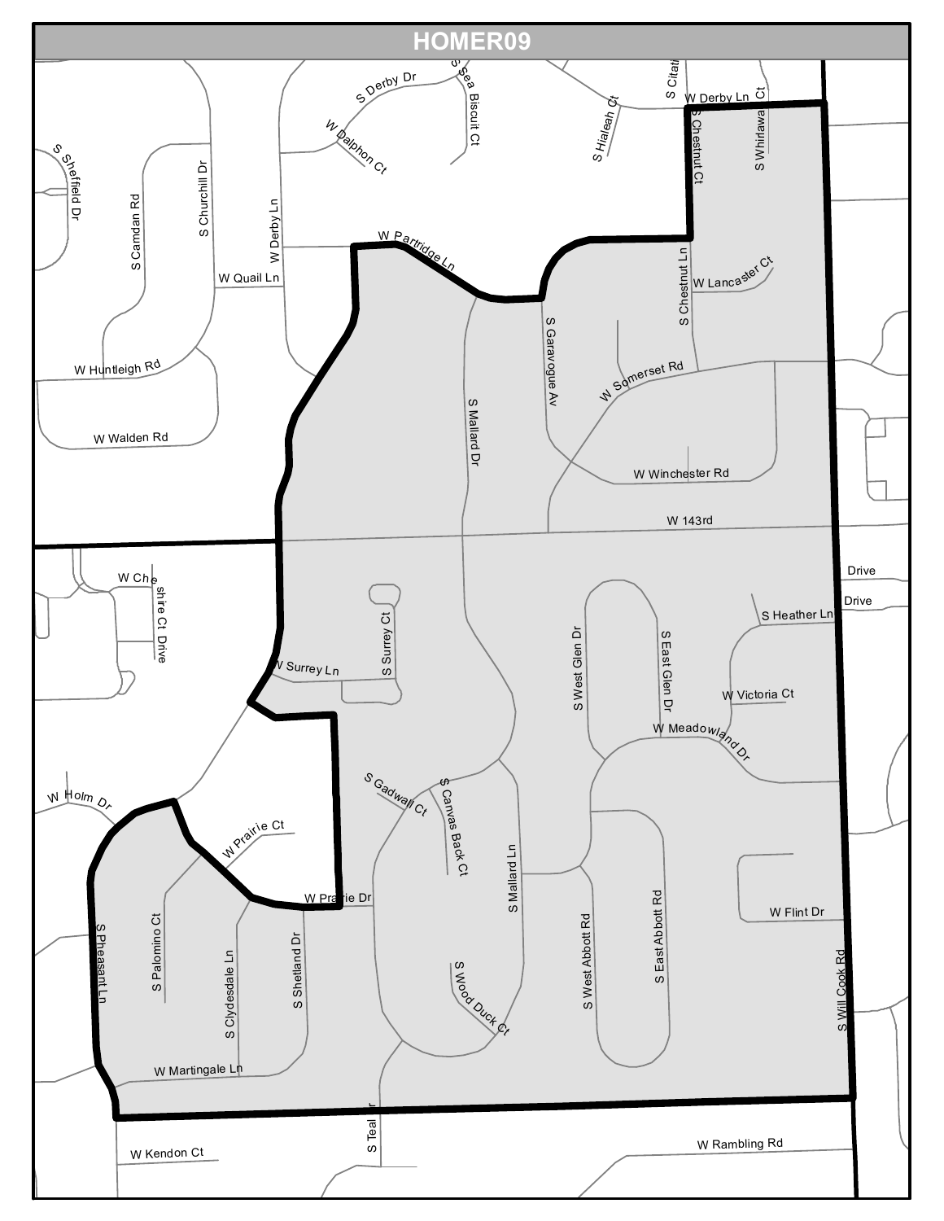# HOMER09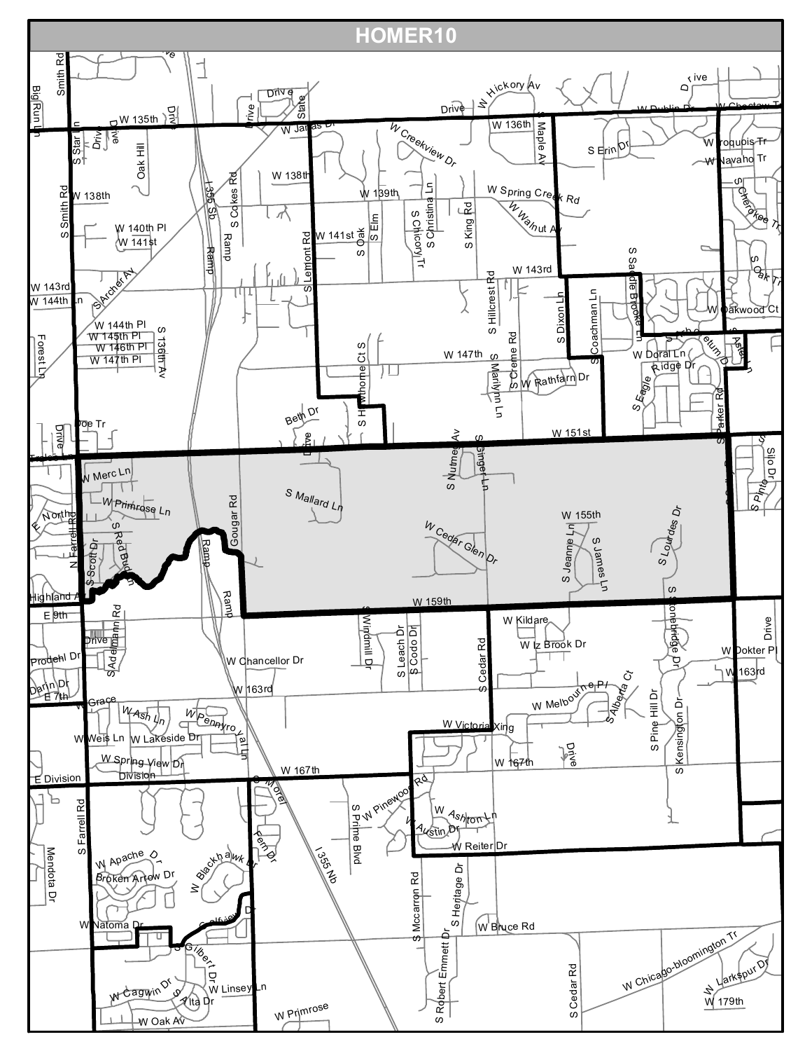# HOMER10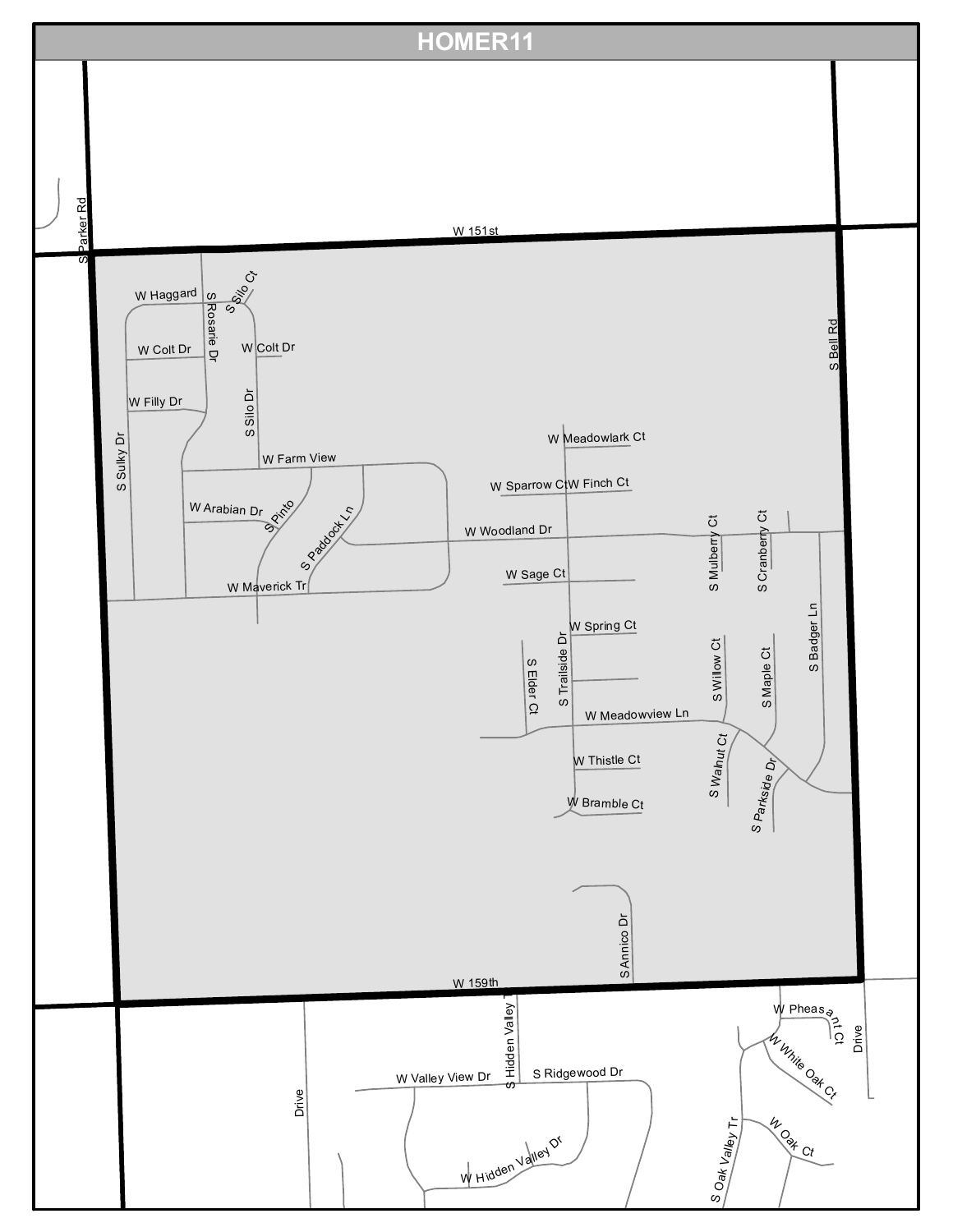# HOMER11

W 151st

S Parker Rd

W Haggard

S Rosarie Dr

S Silo Ct

W Colt Dr

W Colt Dr

W Filly Dr

S Silo Dr

S Sulky Dr

W Farm View

W Arabian Dr

S Pinto

S Paddock Ln

W Maverick Tr

W Meadowlark Ct

W Sparrow Ct

W Finch Ct

W Woodland Dr

S Mulberry Ct

S Cranberry Ct

S Bell Rd

W Sage Ct

W Spring Ct

S Elder Ct

S Trailside Dr

S Willow Ct

S Maple Ct

S Badger Ln

W Meadowview Ln

W Thistle Ct

S Walnut Ct

S Parkside Dr

W Bramble Ct

S Annico Dr

W 159th

W Pheasant Ct

Drive

W White Oak Ct

S Hidden Valley Tr

W Valley View Dr

S Ridgewood Dr

Drive

W Hidden Valley Dr

S Oak Valley Tr

W Oak Ct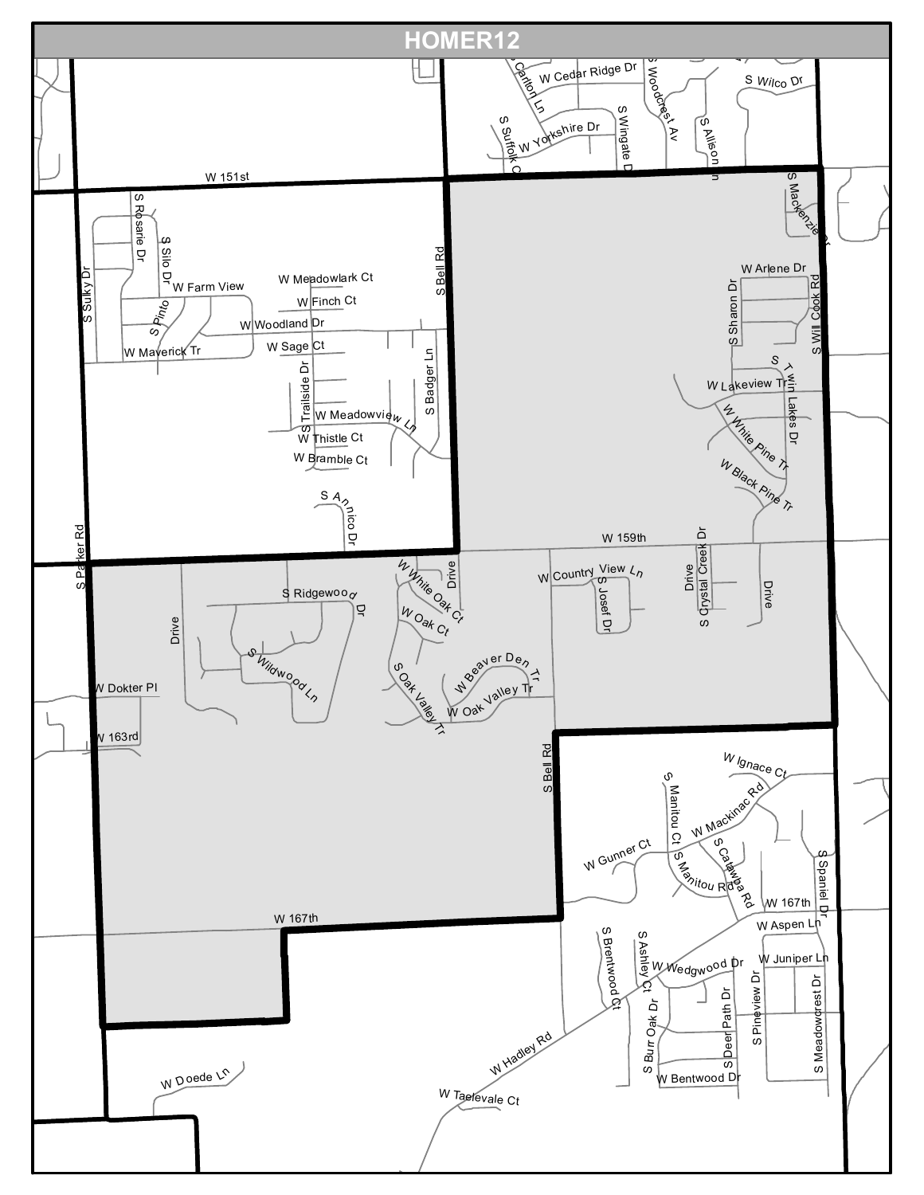# HOMER12

W 151st

S Rosarie Dr

S Silo Dr

S Sulky Dr

W Farm View

W Meadowlark Ct

S Bell Rd

S Pinto

W Finch Ct

W Woodland Dr

W Maverick Tr

W Sage Ct

S Badger Ln

S Trailside Dr

W Meadowview Ln

W Thistle Ct

W Bramble Ct

S Annico Dr

S Parker Rd

W Cedar Ridge Dr

S Carlton Ln

S Woodcrest Av

S Wilco Dr

S Suffolk Ct

W Yorkshire Dr

S Wingate Dr

S Allison

S Mackenzie Dr

W Arlene Dr

S Sharon Dr

S Will Cook Rd

S Twin Lakes Dr

W Lakeview Tr

W White Pine Tr

W Black Pine Tr

W 159th

W Country View Ln

S Josef Dr

Drive

S Crystal Creek Dr

Drive

W White Oak Ct

Drive

S Ridgewood Dr

W Oak Ct

Drive

S Wildwood Ln

S Oak Valley Tr

W Beaver Den Tr

W Oak Valley Tr

W Dokter Pl

W 163rd

S Bell Rd

W Ignace Ct

S Manitou Ct

W Mackinac Rd

W Gunner Ct

S Manitou Rd

S Catawba Rd

S Spaniel Dr

W 167th

W 167th

W Aspen Ln

S Brentwood Ct

S Ashley Ct

W Wedgwood Dr

W Juniper Ln

S Pineview Dr

S Deer Path Dr

S Meadowcrest Dr

S Burr Oak Dr

W Bentwood Dr

W Hadley Rd

W Doede Ln

W Taelevale Ct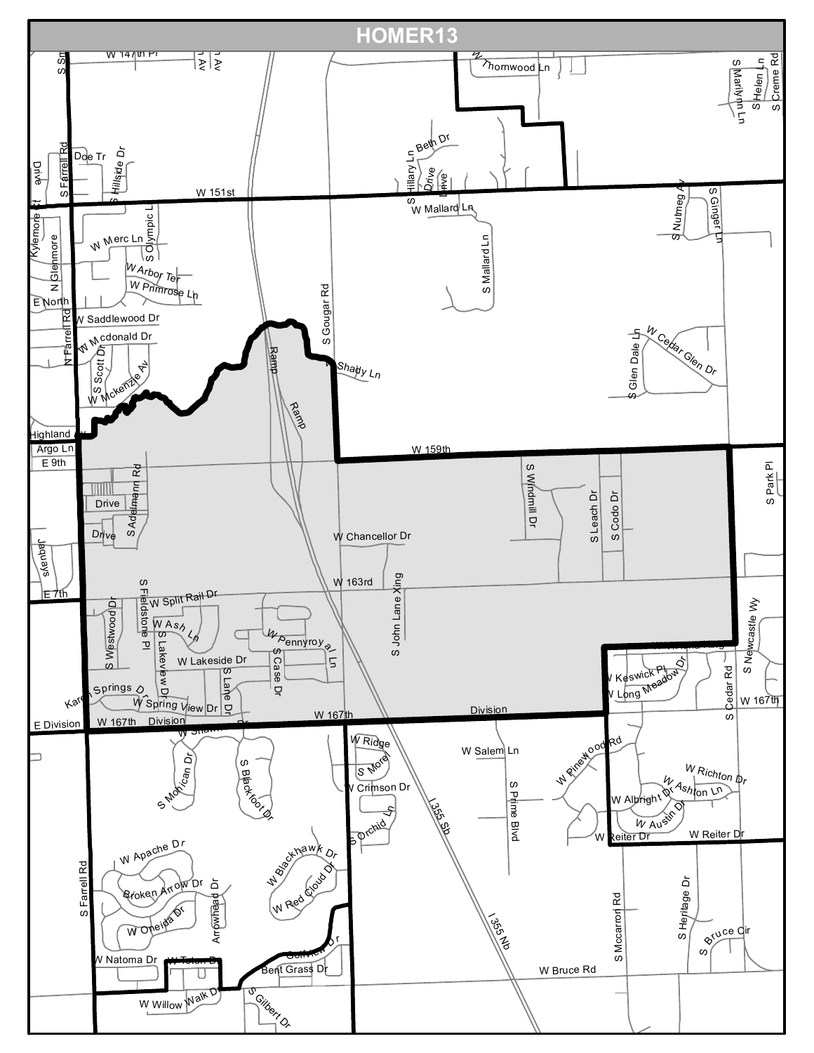# HOMER13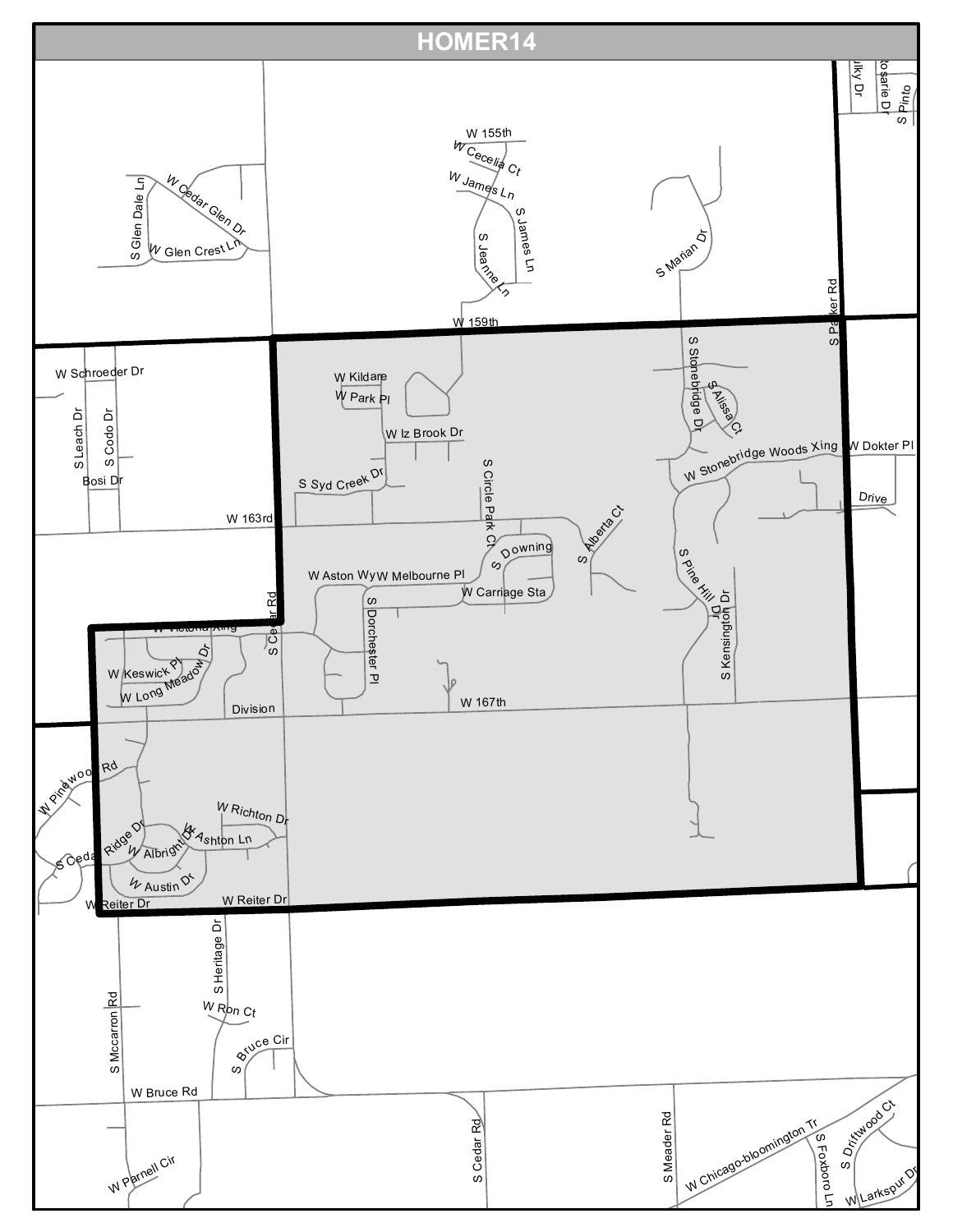# HOMER14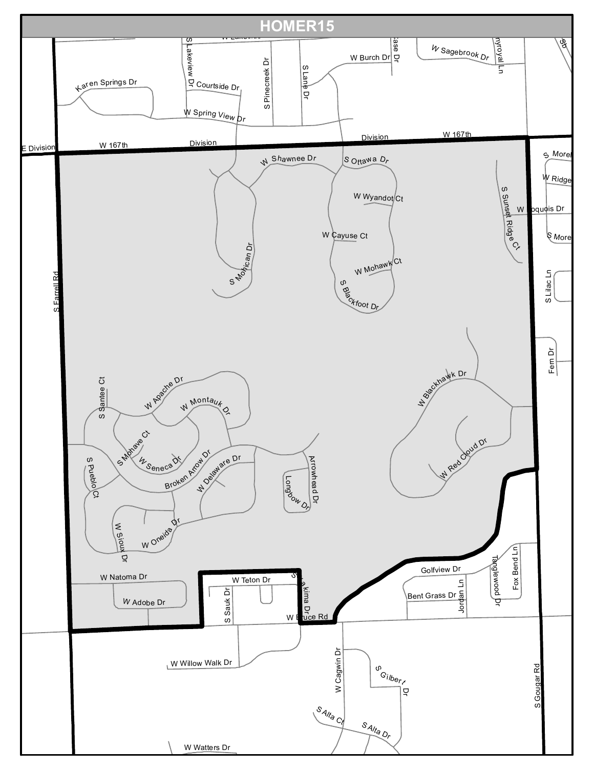# HOMER15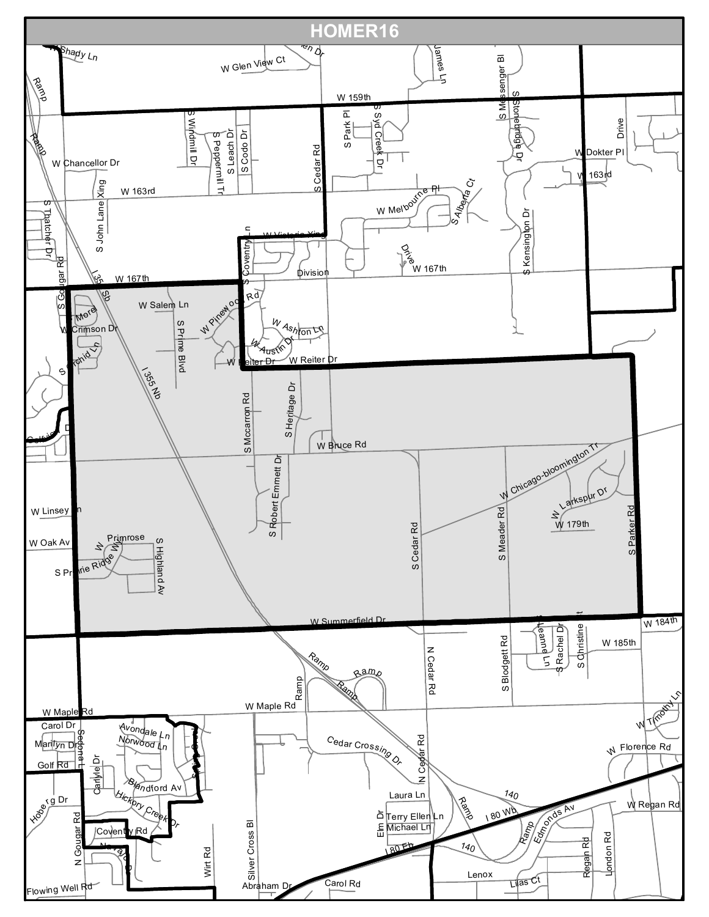# HOMER16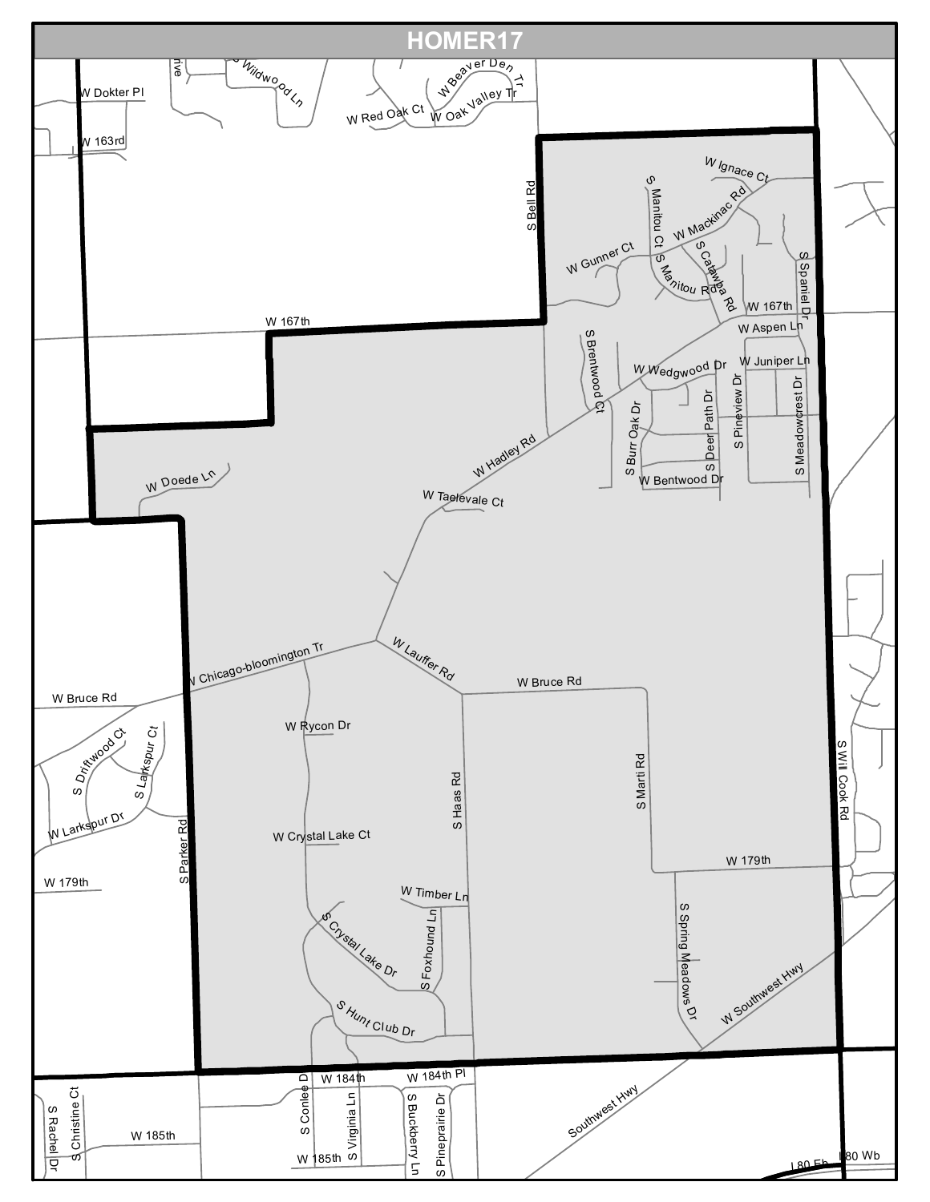# HOMER17

W Dokter Pl
W 163rd
Wildwood Ln
W Red Oak Ct
W Beaver Den Tr
W Oak Valley Tr
S Bell Rd
W Ignace Ct
S Manitou Ct
W Mackinac Rd
W Gunner Ct
S Manitou Rd
S Catawba Rd
S Spaniel Dr
W 167th
W 167th
W Aspen Ln
S Brentwood Ct
W Wedgwood Dr
W Juniper Ln
S Burr Oak Dr
S Deer Path Dr
S Pineview Dr
S Meadowcrest Dr
W Hadley Rd
W Bentwood Dr
W Doede Ln
W Taelevale Ct
W Chicago-bloomington Tr
W Lauffer Rd
W Bruce Rd
W Bruce Rd
S Driftwood Ct
S Larkspur Ct
W Rycon Dr
S Haas Rd
S Marti Rd
S Will Cook Rd
W Larkspur Dr
S Parker Rd
W Crystal Lake Ct
W 179th
W 179th
W Timber Ln
S Crystal Lake Dr
S Foxhound Ln
S Spring Meadows Dr
W Southwest Hwy
S Hunt Club Dr
S Conlee Dr
W 184th
W 184th Pl
S Virginia Ln
S Buckberry Ln
S Pineprairie Dr
S Rachel Dr
S Christine Ct
W 185th
W 185th
Southwest Hwy
I 80 Eb
I 80 Wb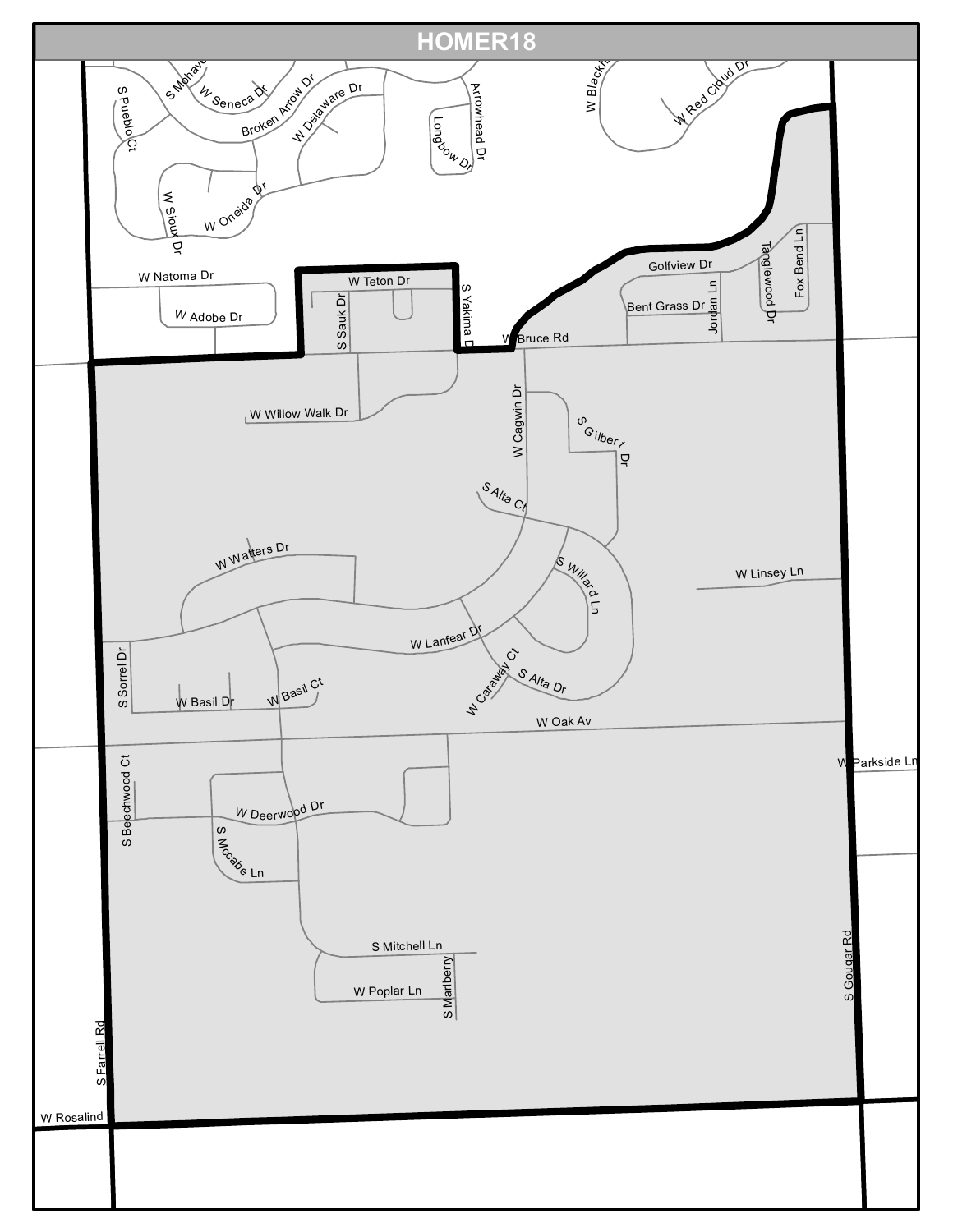# HOMER18

S Mohave
W Seneca Dr
Broken Arrow Dr
W Delaware Dr
Arrowhead Dr
Longbow Dr
W Blackh
W Red Cloud Dr
S Pueblo Ct
W Sioux Dr
W Oneida Dr
W Natoma Dr
W Adobe Dr
W Teton Dr
S Sauk Dr
S Yakima Dr
W Bruce Rd
Golfview Dr
Bent Grass Dr
Jordan Ln
Tanglewood Dr
Fox Bend Ln
W Willow Walk Dr
W Cagwin Dr
S Gilbert Dr
S Alta Ct
W Watters Dr
S Willard Ln
W Linsey Ln
W Lanfear Dr
S Sorrel Dr
W Basil Dr
W Basil Ct
W Caraway Ct
S Alta Dr
W Oak Av
W Parkside Ln
S Beechwood Ct
W Deerwood Dr
S Mccabe Ln
S Mitchell Ln
W Poplar Ln
S Marlberry
S Gougar Rd
S Farrell Rd
W Rosalind